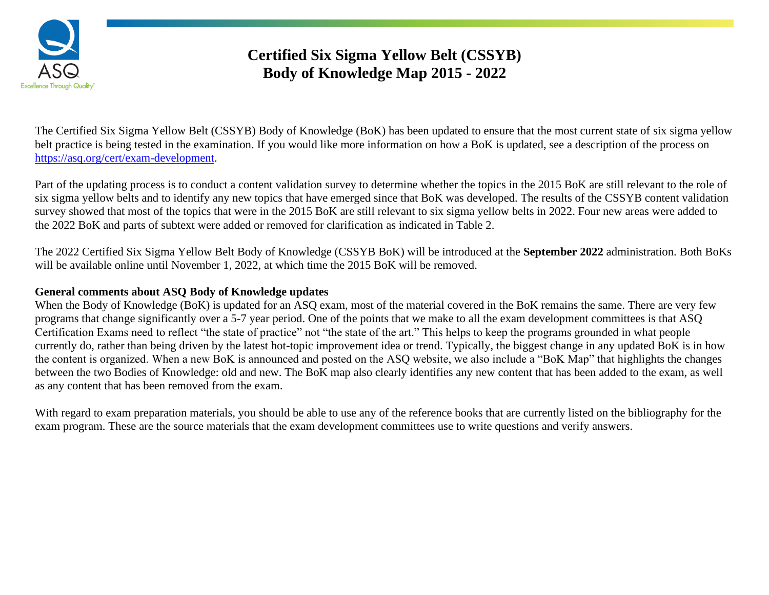# Certified Six Sigma Yellow Belt (CSSYB)
# Body of Knowledge Map 2015 - 2022

The Certified Six Sigma Yellow Belt (CSSYB) Body of Knowledge (BoK) has been updated to ensure that the most current state of six sigma yellow belt practice is being tested in the examination. If you would like more information on how a BoK is updated, see a description of the process on [https://asq.org/cert/exam-development](https://asq.org/cert/exam-development).

Part of the updating process is to conduct a content validation survey to determine whether the topics in the 2015 BoK are still relevant to the role of six sigma yellow belts and to identify any new topics that have emerged since that BoK was developed. The results of the CSSYB content validation survey showed that most of the topics that were in the 2015 BoK are still relevant to six sigma yellow belts in 2022. Four new areas were added to the 2022 BoK and parts of subtext were added or removed for clarification as indicated in Table 2.

The 2022 Certified Six Sigma Yellow Belt Body of Knowledge (CSSYB BoK) will be introduced at the **September 2022** administration. Both BoKs will be available online until November 1, 2022, at which time the 2015 BoK will be removed.

**General comments about ASQ Body of Knowledge updates**

When the Body of Knowledge (BoK) is updated for an ASQ exam, most of the material covered in the BoK remains the same. There are very few programs that change significantly over a 5-7 year period. One of the points that we make to all the exam development committees is that ASQ Certification Exams need to reflect "the state of practice" not "the state of the art." This helps to keep the programs grounded in what people currently do, rather than being driven by the latest hot-topic improvement idea or trend. Typically, the biggest change in any updated BoK is in how the content is organized. When a new BoK is announced and posted on the ASQ website, we also include a "BoK Map" that highlights the changes between the two Bodies of Knowledge: old and new. The BoK map also clearly identifies any new content that has been added to the exam, as well as any content that has been removed from the exam.

With regard to exam preparation materials, you should be able to use any of the reference books that are currently listed on the bibliography for the exam program. These are the source materials that the exam development committees use to write questions and verify answers.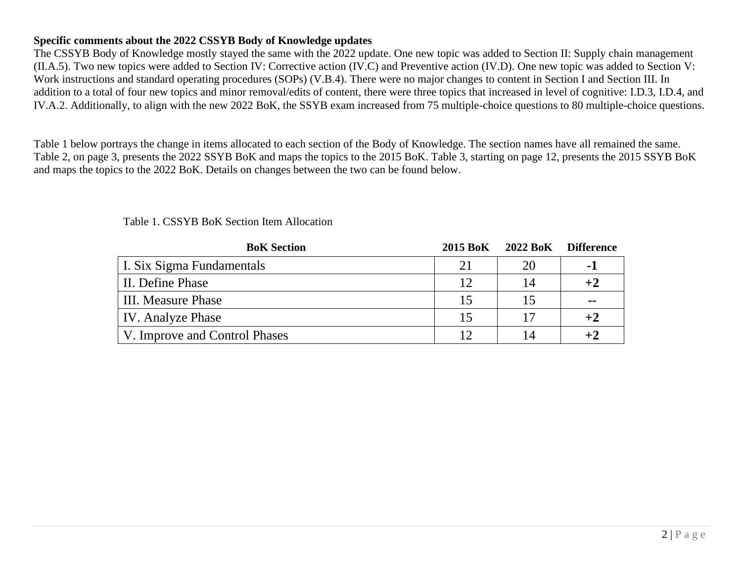**Specific comments about the 2022 CSSYB Body of Knowledge updates**

The CSSYB Body of Knowledge mostly stayed the same with the 2022 update. One new topic was added to Section II: Supply chain management (II.A.5). Two new topics were added to Section IV: Corrective action (IV.C) and Preventive action (IV.D). One new topic was added to Section V: Work instructions and standard operating procedures (SOPs) (V.B.4). There were no major changes to content in Section I and Section III. In addition to a total of four new topics and minor removal/edits of content, there were three topics that increased in level of cognitive: I.D.3, I.D.4, and IV.A.2. Additionally, to align with the new 2022 BoK, the SSYB exam increased from 75 multiple-choice questions to 80 multiple-choice questions.

Table 1 below portrays the change in items allocated to each section of the Body of Knowledge. The section names have all remained the same. Table 2, on page 3, presents the 2022 SSYB BoK and maps the topics to the 2015 BoK. Table 3, starting on page 12, presents the 2015 SSYB BoK and maps the topics to the 2022 BoK. Details on changes between the two can be found below.

Table 1. CSSYB BoK Section Item Allocation

| BoK Section | 2015 BoK | 2022 BoK | Difference |
|---|---|---|---|
| I. Six Sigma Fundamentals | 21 | 20 | **-1** |
| II. Define Phase | 12 | 14 | **+2** |
| III. Measure Phase | 15 | 15 | **--** |
| IV. Analyze Phase | 15 | 17 | **+2** |
| V. Improve and Control Phases | 12 | 14 | **+2** |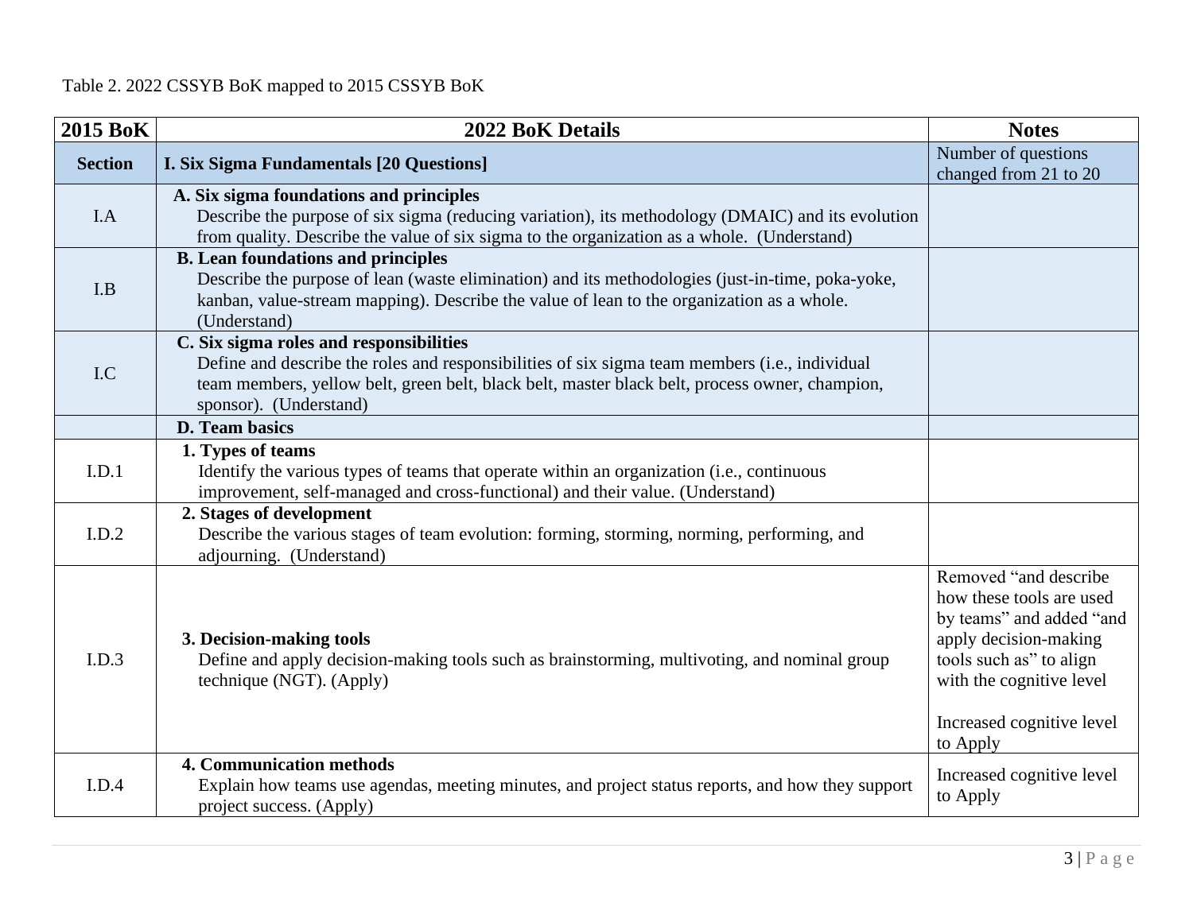Table 2. 2022 CSSYB BoK mapped to 2015 CSSYB BoK

| 2015 BoK | 2022 BoK Details | Notes |
|---|---|---|
| **Section** | **I. Six Sigma Fundamentals [20 Questions]** | Number of questions changed from 21 to 20 |
| I.A | **A. Six sigma foundations and principles**<br>Describe the purpose of six sigma (reducing variation), its methodology (DMAIC) and its evolution from quality. Describe the value of six sigma to the organization as a whole. (Understand) | |
| I.B | **B. Lean foundations and principles**<br>Describe the purpose of lean (waste elimination) and its methodologies (just-in-time, poka-yoke, kanban, value-stream mapping). Describe the value of lean to the organization as a whole. (Understand) | |
| I.C | **C. Six sigma roles and responsibilities**<br>Define and describe the roles and responsibilities of six sigma team members (i.e., individual team members, yellow belt, green belt, black belt, master black belt, process owner, champion, sponsor). (Understand) | |
| | **D. Team basics** | |
| I.D.1 | **1. Types of teams**<br>Identify the various types of teams that operate within an organization (i.e., continuous improvement, self-managed and cross-functional) and their value. (Understand) | |
| I.D.2 | **2. Stages of development**<br>Describe the various stages of team evolution: forming, storming, norming, performing, and adjourning. (Understand) | |
| I.D.3 | **3. Decision-making tools**<br>Define and apply decision-making tools such as brainstorming, multivoting, and nominal group technique (NGT). (Apply) | Removed "and describe how these tools are used by teams" and added "and apply decision-making tools such as" to align with the cognitive level<br><br>Increased cognitive level to Apply |
| I.D.4 | **4. Communication methods**<br>Explain how teams use agendas, meeting minutes, and project status reports, and how they support project success. (Apply) | Increased cognitive level to Apply |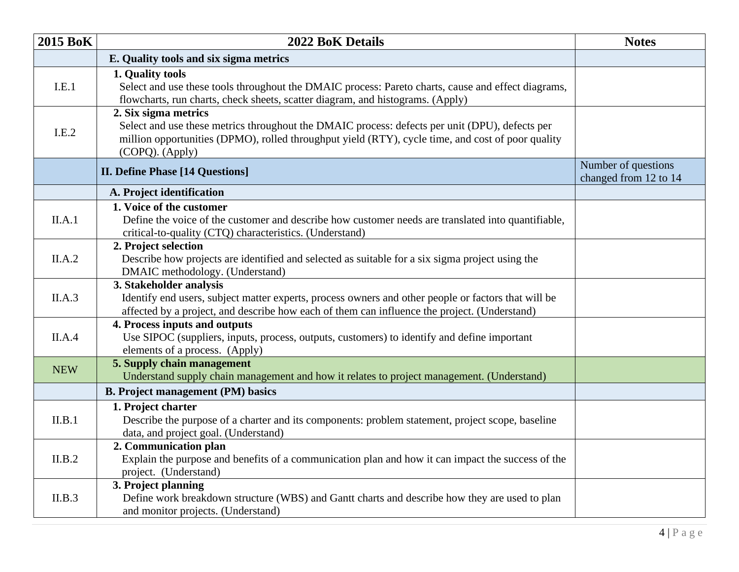| 2015 BoK | 2022 BoK Details | Notes |
|---|---|---|
| | **E. Quality tools and six sigma metrics** | |
| I.E.1 | **1. Quality tools** Select and use these tools throughout the DMAIC process: Pareto charts, cause and effect diagrams, flowcharts, run charts, check sheets, scatter diagram, and histograms. (Apply) | |
| I.E.2 | **2. Six sigma metrics** Select and use these metrics throughout the DMAIC process: defects per unit (DPU), defects per million opportunities (DPMO), rolled throughput yield (RTY), cycle time, and cost of poor quality (COPQ). (Apply) | |
| | **II. Define Phase [14 Questions]** | Number of questions changed from 12 to 14 |
| | **A. Project identification** | |
| II.A.1 | **1. Voice of the customer** Define the voice of the customer and describe how customer needs are translated into quantifiable, critical-to-quality (CTQ) characteristics. (Understand) | |
| II.A.2 | **2. Project selection** Describe how projects are identified and selected as suitable for a six sigma project using the DMAIC methodology. (Understand) | |
| II.A.3 | **3. Stakeholder analysis** Identify end users, subject matter experts, process owners and other people or factors that will be affected by a project, and describe how each of them can influence the project. (Understand) | |
| II.A.4 | **4. Process inputs and outputs** Use SIPOC (suppliers, inputs, process, outputs, customers) to identify and define important elements of a process. (Apply) | |
| NEW | **5. Supply chain management** Understand supply chain management and how it relates to project management. (Understand) | |
| | **B. Project management (PM) basics** | |
| II.B.1 | **1. Project charter** Describe the purpose of a charter and its components: problem statement, project scope, baseline data, and project goal. (Understand) | |
| II.B.2 | **2. Communication plan** Explain the purpose and benefits of a communication plan and how it can impact the success of the project. (Understand) | |
| II.B.3 | **3. Project planning** Define work breakdown structure (WBS) and Gantt charts and describe how they are used to plan and monitor projects. (Understand) | |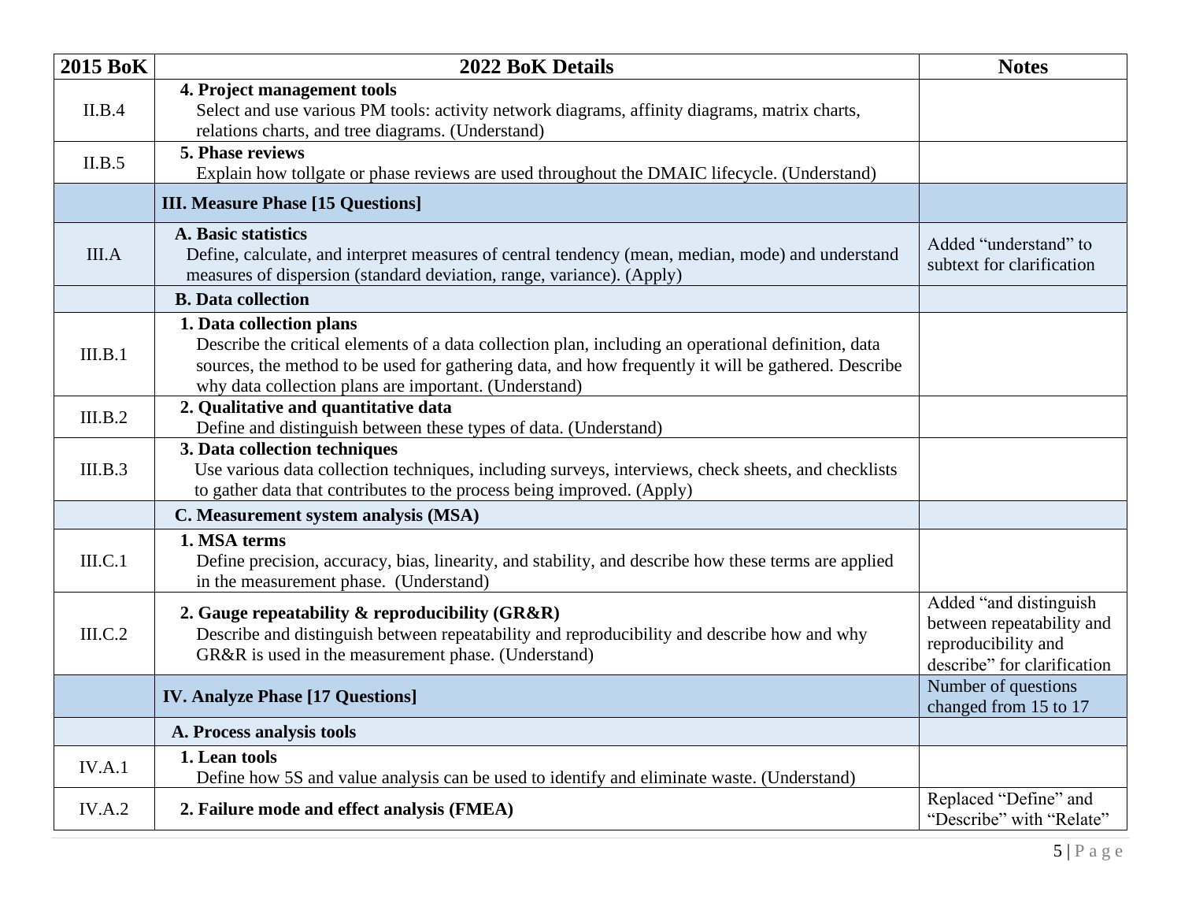| 2015 BoK | 2022 BoK Details | Notes |
|---|---|---|
| II.B.4 | **4. Project management tools**<br>Select and use various PM tools: activity network diagrams, affinity diagrams, matrix charts, relations charts, and tree diagrams. (Understand) | |
| II.B.5 | **5. Phase reviews**<br>Explain how tollgate or phase reviews are used throughout the DMAIC lifecycle. (Understand) | |
| | **III. Measure Phase [15 Questions]** | |
| III.A | **A. Basic statistics**<br>Define, calculate, and interpret measures of central tendency (mean, median, mode) and understand measures of dispersion (standard deviation, range, variance). (Apply) | Added “understand” to subtext for clarification |
| | **B. Data collection** | |
| III.B.1 | **1. Data collection plans**<br>Describe the critical elements of a data collection plan, including an operational definition, data sources, the method to be used for gathering data, and how frequently it will be gathered. Describe why data collection plans are important. (Understand) | |
| III.B.2 | **2. Qualitative and quantitative data**<br>Define and distinguish between these types of data. (Understand) | |
| III.B.3 | **3. Data collection techniques**<br>Use various data collection techniques, including surveys, interviews, check sheets, and checklists to gather data that contributes to the process being improved. (Apply) | |
| | **C. Measurement system analysis (MSA)** | |
| III.C.1 | **1. MSA terms**<br>Define precision, accuracy, bias, linearity, and stability, and describe how these terms are applied in the measurement phase. (Understand) | |
| III.C.2 | **2. Gauge repeatability & reproducibility (GR&R)**<br>Describe and distinguish between repeatability and reproducibility and describe how and why GR&R is used in the measurement phase. (Understand) | Added “and distinguish between repeatability and reproducibility and describe” for clarification |
| | **IV. Analyze Phase [17 Questions]** | Number of questions changed from 15 to 17 |
| | **A. Process analysis tools** | |
| IV.A.1 | **1. Lean tools**<br>Define how 5S and value analysis can be used to identify and eliminate waste. (Understand) | |
| IV.A.2 | **2. Failure mode and effect analysis (FMEA)** | Replaced “Define” and “Describe” with “Relate” |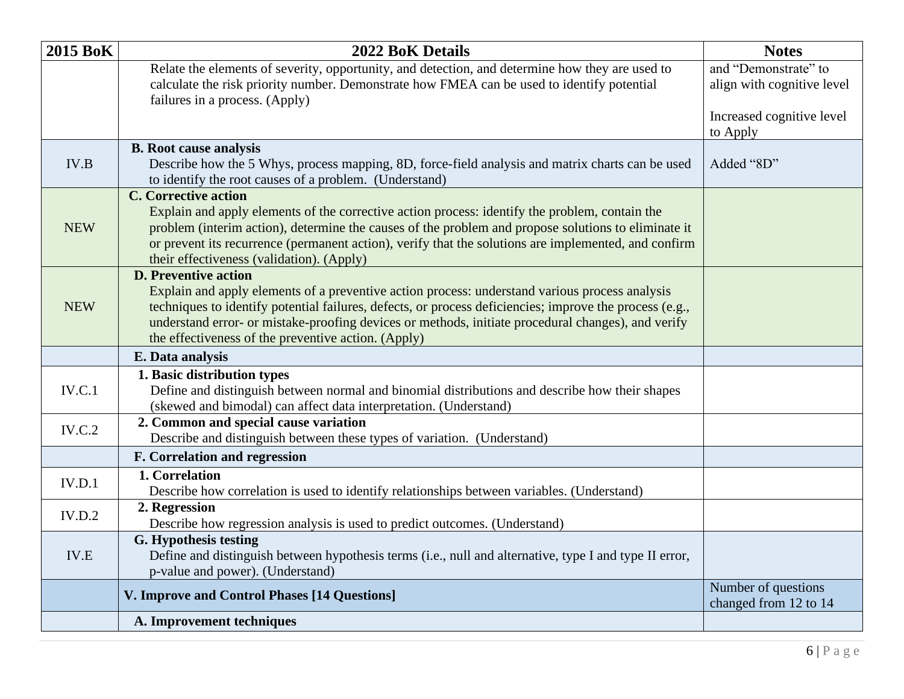| 2015 BoK | 2022 BoK Details | Notes |
|---|---|---|
| | Relate the elements of severity, opportunity, and detection, and determine how they are used to calculate the risk priority number. Demonstrate how FMEA can be used to identify potential failures in a process. (Apply) | and "Demonstrate" to align with cognitive level<br><br>Increased cognitive level to Apply |
| IV.B | **B. Root cause analysis**<br>Describe how the 5 Whys, process mapping, 8D, force-field analysis and matrix charts can be used to identify the root causes of a problem. (Understand) | Added "8D" |
| NEW | **C. Corrective action**<br>Explain and apply elements of the corrective action process: identify the problem, contain the problem (interim action), determine the causes of the problem and propose solutions to eliminate it or prevent its recurrence (permanent action), verify that the solutions are implemented, and confirm their effectiveness (validation). (Apply) | |
| NEW | **D. Preventive action**<br>Explain and apply elements of a preventive action process: understand various process analysis techniques to identify potential failures, defects, or process deficiencies; improve the process (e.g., understand error- or mistake-proofing devices or methods, initiate procedural changes), and verify the effectiveness of the preventive action. (Apply) | |
| | **E. Data analysis** | |
| IV.C.1 | **1. Basic distribution types**<br>Define and distinguish between normal and binomial distributions and describe how their shapes (skewed and bimodal) can affect data interpretation. (Understand) | |
| IV.C.2 | **2. Common and special cause variation**<br>Describe and distinguish between these types of variation. (Understand) | |
| | **F. Correlation and regression** | |
| IV.D.1 | **1. Correlation**<br>Describe how correlation is used to identify relationships between variables. (Understand) | |
| IV.D.2 | **2. Regression**<br>Describe how regression analysis is used to predict outcomes. (Understand) | |
| IV.E | **G. Hypothesis testing**<br>Define and distinguish between hypothesis terms (i.e., null and alternative, type I and type II error, p-value and power). (Understand) | |
| | **V. Improve and Control Phases [14 Questions]** | Number of questions changed from 12 to 14 |
| | **A. Improvement techniques** | |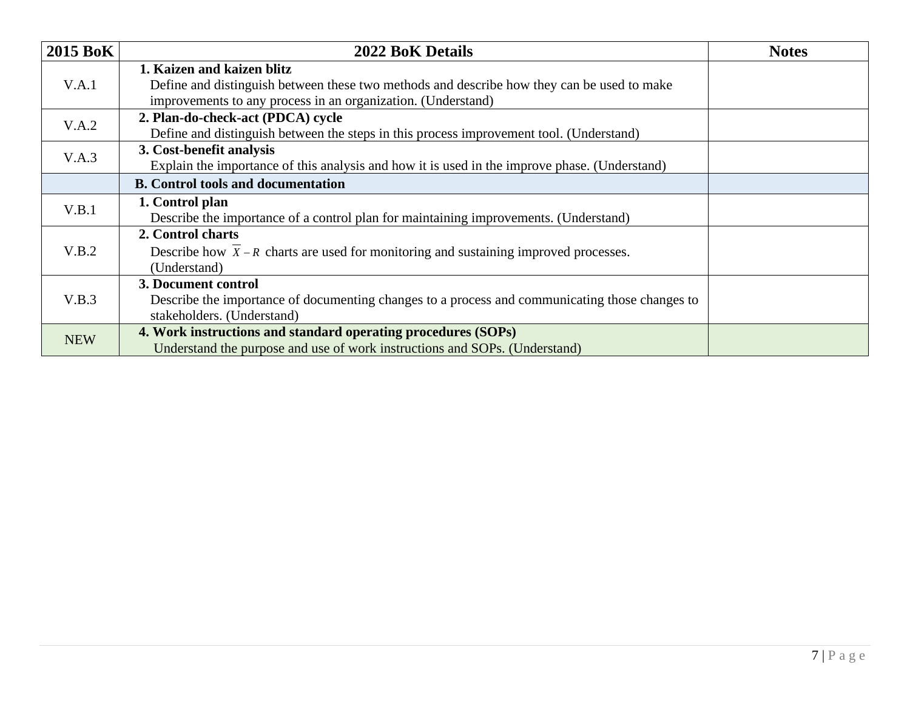| 2015 BoK | 2022 BoK Details | Notes |
| --- | --- | --- |
| V.A.1 | **1. Kaizen and kaizen blitz**<br>Define and distinguish between these two methods and describe how they can be used to make improvements to any process in an organization. (Understand) | |
| V.A.2 | **2. Plan-do-check-act (PDCA) cycle**<br>Define and distinguish between the steps in this process improvement tool. (Understand) | |
| V.A.3 | **3. Cost-benefit analysis**<br>Explain the importance of this analysis and how it is used in the improve phase. (Understand) | |
| | **B. Control tools and documentation** | |
| V.B.1 | **1. Control plan**<br>Describe the importance of a control plan for maintaining improvements. (Understand) | |
| V.B.2 | **2. Control charts**<br>Describe how $\overline{X} - R$ charts are used for monitoring and sustaining improved processes. (Understand) | |
| V.B.3 | **3. Document control**<br>Describe the importance of documenting changes to a process and communicating those changes to stakeholders. (Understand) | |
| NEW | **4. Work instructions and standard operating procedures (SOPs)**<br>Understand the purpose and use of work instructions and SOPs. (Understand) | |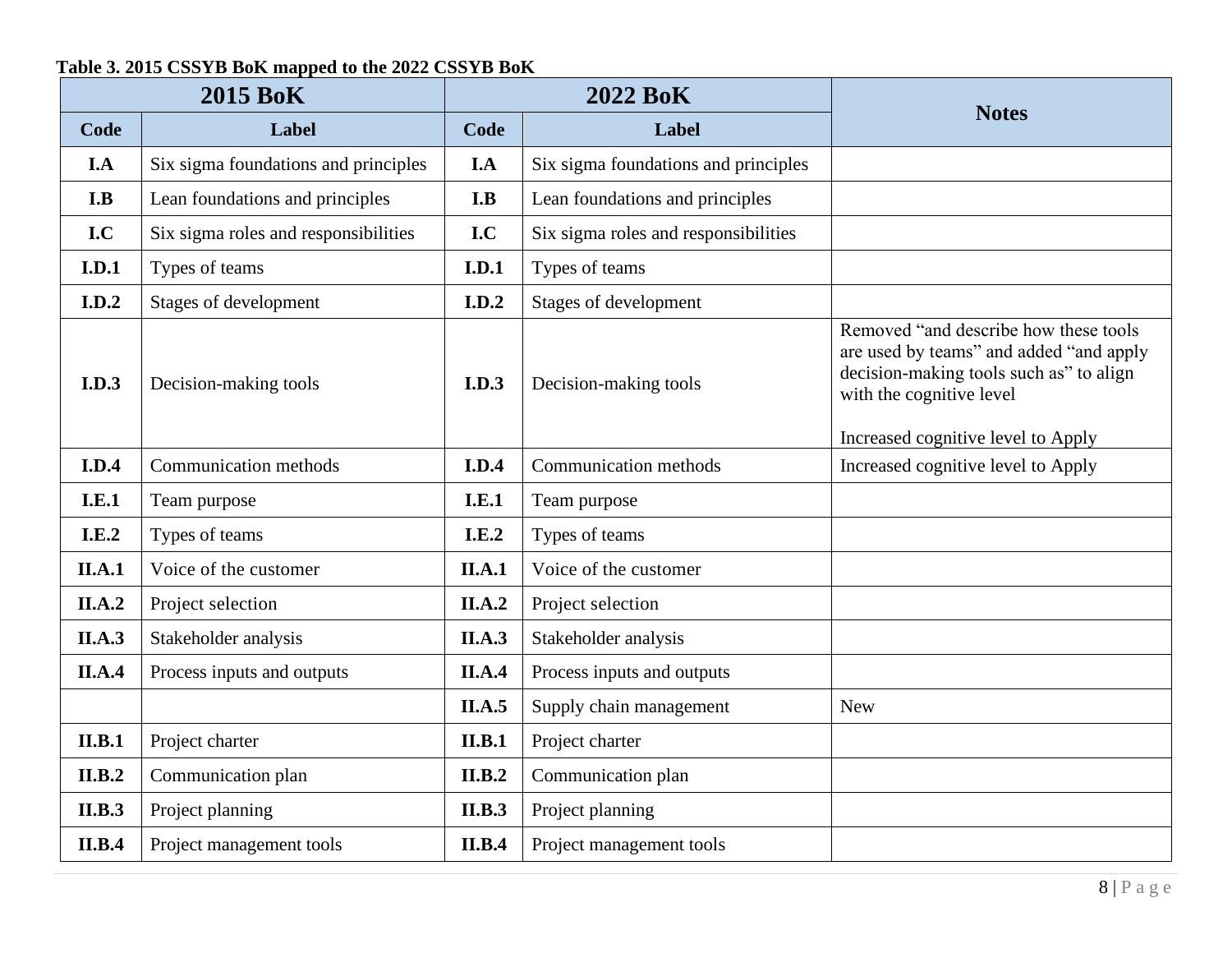**Table 3. 2015 CSSYB BoK mapped to the 2022 CSSYB BoK**

| 2015 BoK | | 2022 BoK | | Notes |
|---|---|---|---|---|
| **Code** | **Label** | **Code** | **Label** | |
| **I.A** | Six sigma foundations and principles | **I.A** | Six sigma foundations and principles | |
| **I.B** | Lean foundations and principles | **I.B** | Lean foundations and principles | |
| **I.C** | Six sigma roles and responsibilities | **I.C** | Six sigma roles and responsibilities | |
| **I.D.1** | Types of teams | **I.D.1** | Types of teams | |
| **I.D.2** | Stages of development | **I.D.2** | Stages of development | |
| **I.D.3** | Decision-making tools | **I.D.3** | Decision-making tools | Removed "and describe how these tools are used by teams" and added "and apply decision-making tools such as" to align with the cognitive level<br><br>Increased cognitive level to Apply |
| **I.D.4** | Communication methods | **I.D.4** | Communication methods | Increased cognitive level to Apply |
| **I.E.1** | Team purpose | **I.E.1** | Team purpose | |
| **I.E.2** | Types of teams | **I.E.2** | Types of teams | |
| **II.A.1** | Voice of the customer | **II.A.1** | Voice of the customer | |
| **II.A.2** | Project selection | **II.A.2** | Project selection | |
| **II.A.3** | Stakeholder analysis | **II.A.3** | Stakeholder analysis | |
| **II.A.4** | Process inputs and outputs | **II.A.4** | Process inputs and outputs | |
| | | **II.A.5** | Supply chain management | New |
| **II.B.1** | Project charter | **II.B.1** | Project charter | |
| **II.B.2** | Communication plan | **II.B.2** | Communication plan | |
| **II.B.3** | Project planning | **II.B.3** | Project planning | |
| **II.B.4** | Project management tools | **II.B.4** | Project management tools | |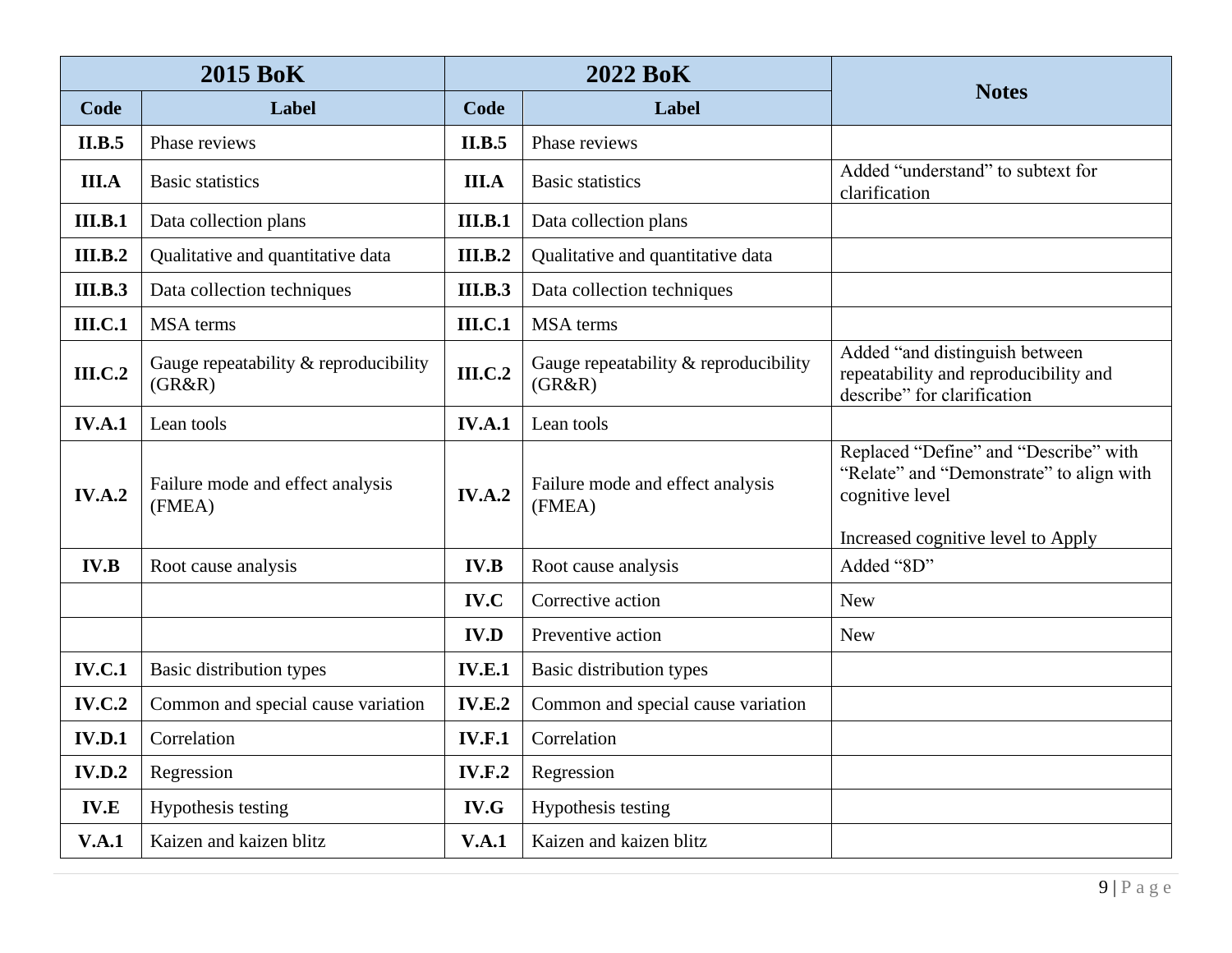| 2015 BoK | | 2022 BoK | | Notes |
|---|---|---|---|---|
| **Code** | **Label** | **Code** | **Label** | |
| **II.B.5** | Phase reviews | **II.B.5** | Phase reviews | |
| **III.A** | Basic statistics | **III.A** | Basic statistics | Added "understand" to subtext for clarification |
| **III.B.1** | Data collection plans | **III.B.1** | Data collection plans | |
| **III.B.2** | Qualitative and quantitative data | **III.B.2** | Qualitative and quantitative data | |
| **III.B.3** | Data collection techniques | **III.B.3** | Data collection techniques | |
| **III.C.1** | MSA terms | **III.C.1** | MSA terms | |
| **III.C.2** | Gauge repeatability & reproducibility (GR&R) | **III.C.2** | Gauge repeatability & reproducibility (GR&R) | Added "and distinguish between repeatability and reproducibility and describe" for clarification |
| **IV.A.1** | Lean tools | **IV.A.1** | Lean tools | |
| **IV.A.2** | Failure mode and effect analysis (FMEA) | **IV.A.2** | Failure mode and effect analysis (FMEA) | Replaced "Define" and "Describe" with "Relate" and "Demonstrate" to align with cognitive level<br><br>Increased cognitive level to Apply |
| **IV.B** | Root cause analysis | **IV.B** | Root cause analysis | Added "8D" |
| | | **IV.C** | Corrective action | New |
| | | **IV.D** | Preventive action | New |
| **IV.C.1** | Basic distribution types | **IV.E.1** | Basic distribution types | |
| **IV.C.2** | Common and special cause variation | **IV.E.2** | Common and special cause variation | |
| **IV.D.1** | Correlation | **IV.F.1** | Correlation | |
| **IV.D.2** | Regression | **IV.F.2** | Regression | |
| **IV.E** | Hypothesis testing | **IV.G** | Hypothesis testing | |
| **V.A.1** | Kaizen and kaizen blitz | **V.A.1** | Kaizen and kaizen blitz | |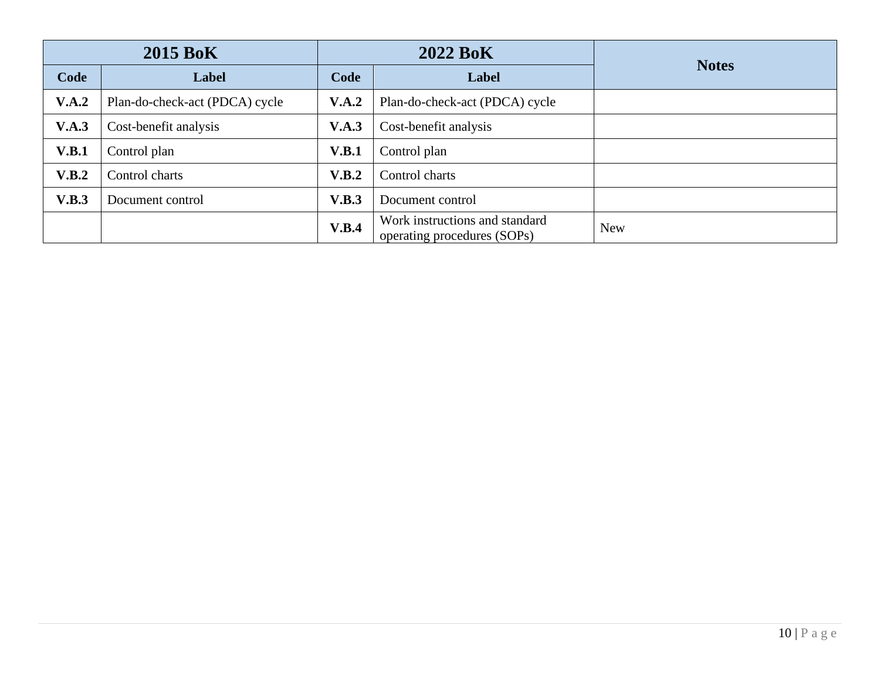| 2015 BoK | | 2022 BoK | | Notes |
|---|---|---|---|---|
| **Code** | **Label** | **Code** | **Label** | |
| **V.A.2** | Plan-do-check-act (PDCA) cycle | **V.A.2** | Plan-do-check-act (PDCA) cycle | |
| **V.A.3** | Cost-benefit analysis | **V.A.3** | Cost-benefit analysis | |
| **V.B.1** | Control plan | **V.B.1** | Control plan | |
| **V.B.2** | Control charts | **V.B.2** | Control charts | |
| **V.B.3** | Document control | **V.B.3** | Document control | |
| | | **V.B.4** | Work instructions and standard operating procedures (SOPs) | New |